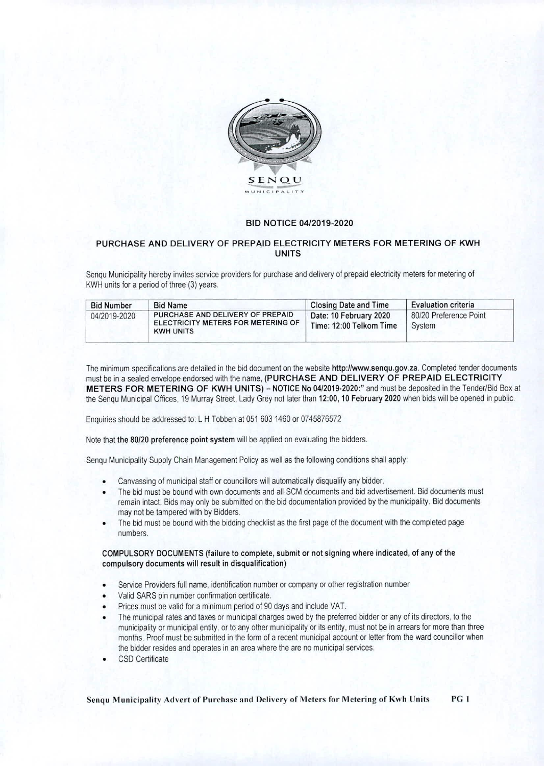SENQU MUNICIPALITY

## BID NOTICE 04/2019-2020

### PURCHASE AND DELIVERY OF PREPAID ELECTRICITY METERS FOR METERING OF KWH UNITS

Senqu Municipality hereby invites service providers for purchase and delivery of prepaid electricity meters for metering of KWH units for a period of three (3) years.

| Bid Number | Bid Name | Closing Date and Time | Evaluation criteria |
|---|---|---|---|
| 04/2019-2020 | PURCHASE AND DELIVERY OF PREPAID ELECTRICITY METERS FOR METERING OF KWH UNITS | Date: 10 February 2020 Time: 12:00 Telkom Time | 80/20 Preference Point System |

The minimum specifications are detailed in the bid document on the website **http://www.senqu.gov.za**. Completed tender documents must be in a sealed envelope endorsed with the name, **(PURCHASE AND DELIVERY OF PREPAID ELECTRICITY METERS FOR METERING OF KWH UNITS) – NOTICE No 04/2019-2020:"** and must be deposited in the Tender/Bid Box at the Senqu Municipal Offices, 19 Murray Street, Lady Grey not later than **12:00, 10 February 2020** when bids will be opened in public.

Enquiries should be addressed to: L H Tobben at 051 603 1460 or 0745876572

Note that **the 80/20 preference point system** will be applied on evaluating the bidders.

Senqu Municipality Supply Chain Management Policy as well as the following conditions shall apply:

- Canvassing of municipal staff or councillors will automatically disqualify any bidder.
- The bid must be bound with own documents and all SCM documents and bid advertisement. Bid documents must remain intact. Bids may only be submitted on the bid documentation provided by the municipality. Bid documents may not be tampered with by Bidders.
- The bid must be bound with the bidding checklist as the first page of the document with the completed page numbers.

**COMPULSORY DOCUMENTS (failure to complete, submit or not signing where indicated, of any of the compulsory documents will result in disqualification)**

- Service Providers full name, identification number or company or other registration number
- Valid SARS pin number confirmation certificate.
- Prices must be valid for a minimum period of 90 days and include VAT.
- The municipal rates and taxes or municipal charges owed by the preferred bidder or any of its directors, to the municipality or municipal entity, or to any other municipality or its entity, must not be in arrears for more than three months. Proof must be submitted in the form of a recent municipal account or letter from the ward councillor when the bidder resides and operates in an area where the are no municipal services.
- CSD Certificate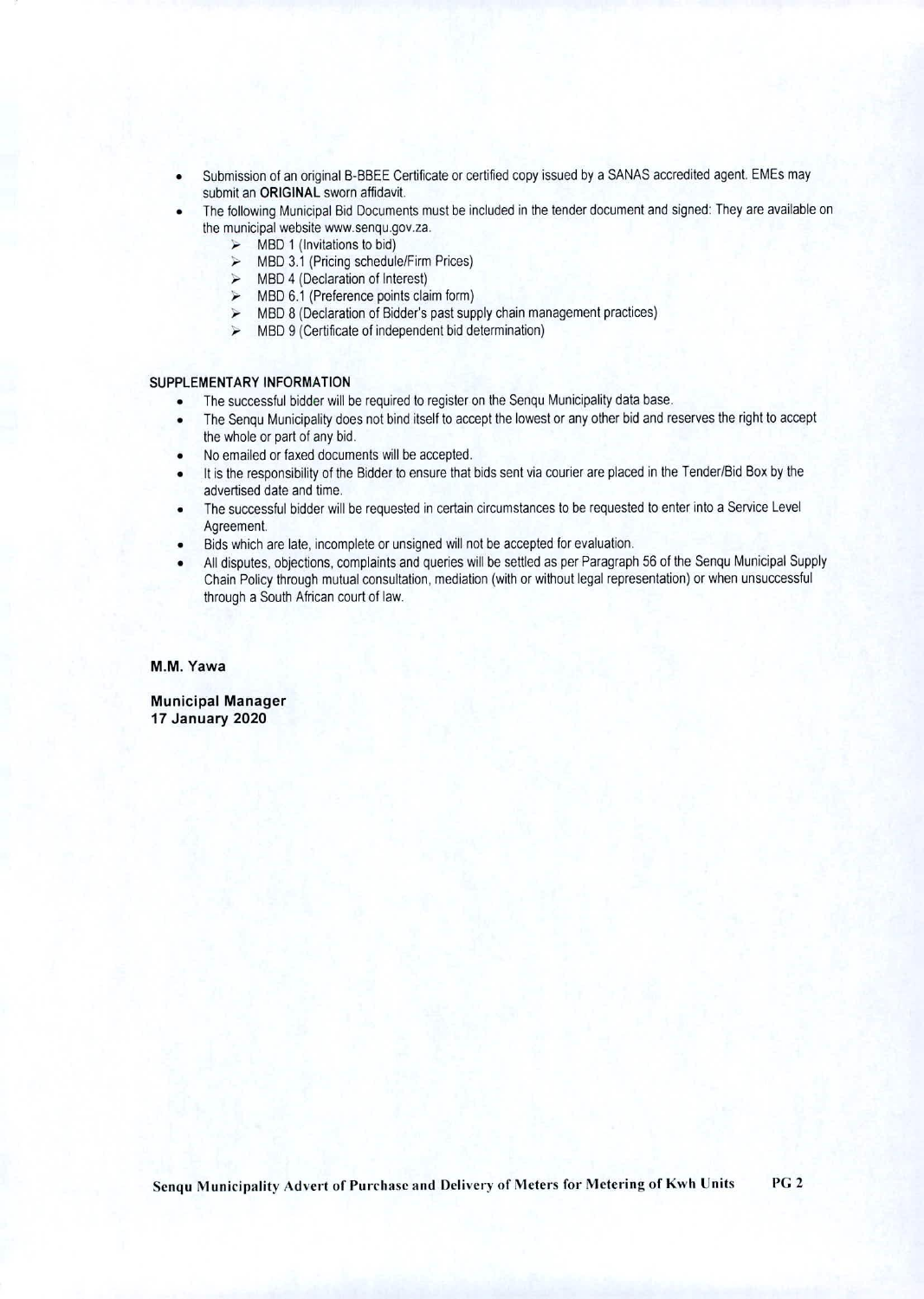- Submission of an original B-BBEE Certificate or certified copy issued by a SANAS accredited agent. EMEs may submit an **ORIGINAL** sworn affidavit.
- The following Municipal Bid Documents must be included in the tender document and signed: They are available on the municipal website www.senqu.gov.za.
  - MBD 1 (Invitations to bid)
  - MBD 3.1 (Pricing schedule/Firm Prices)
  - MBD 4 (Declaration of Interest)
  - MBD 6.1 (Preference points claim form)
  - MBD 8 (Declaration of Bidder's past supply chain management practices)
  - MBD 9 (Certificate of independent bid determination)

**SUPPLEMENTARY INFORMATION**

- The successful bidder will be required to register on the Senqu Municipality data base.
- The Senqu Municipality does not bind itself to accept the lowest or any other bid and reserves the right to accept the whole or part of any bid.
- No emailed or faxed documents will be accepted.
- It is the responsibility of the Bidder to ensure that bids sent via courier are placed in the Tender/Bid Box by the advertised date and time.
- The successful bidder will be requested in certain circumstances to be requested to enter into a Service Level Agreement.
- Bids which are late, incomplete or unsigned will not be accepted for evaluation.
- All disputes, objections, complaints and queries will be settled as per Paragraph 56 of the Senqu Municipal Supply Chain Policy through mutual consultation, mediation (with or without legal representation) or when unsuccessful through a South African court of law.

**M.M. Yawa**

**Municipal Manager**
**17 January 2020**